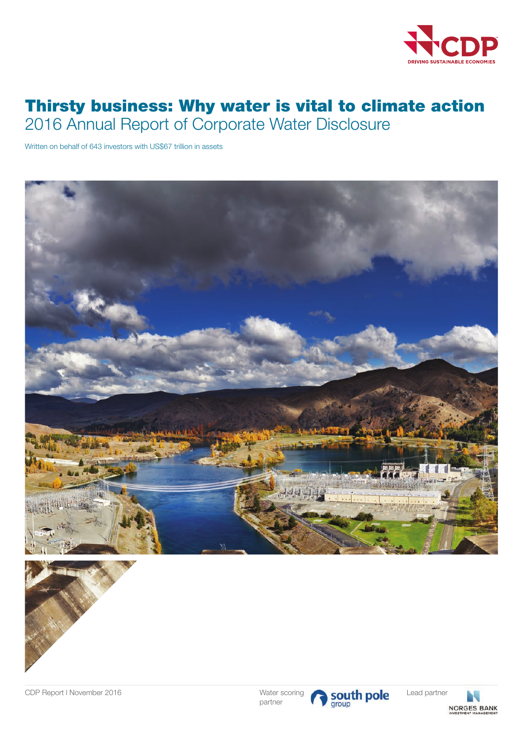CDP
DRIVING SUSTAINABLE ECONOMIES

# Thirsty business: Why water is vital to climate action

## 2016 Annual Report of Corporate Water Disclosure

Written on behalf of 643 investors with US$67 trillion in assets

CDP Report | November 2016

Water scoring partner: south pole group

Lead partner: NORGES BANK INVESTMENT MANAGEMENT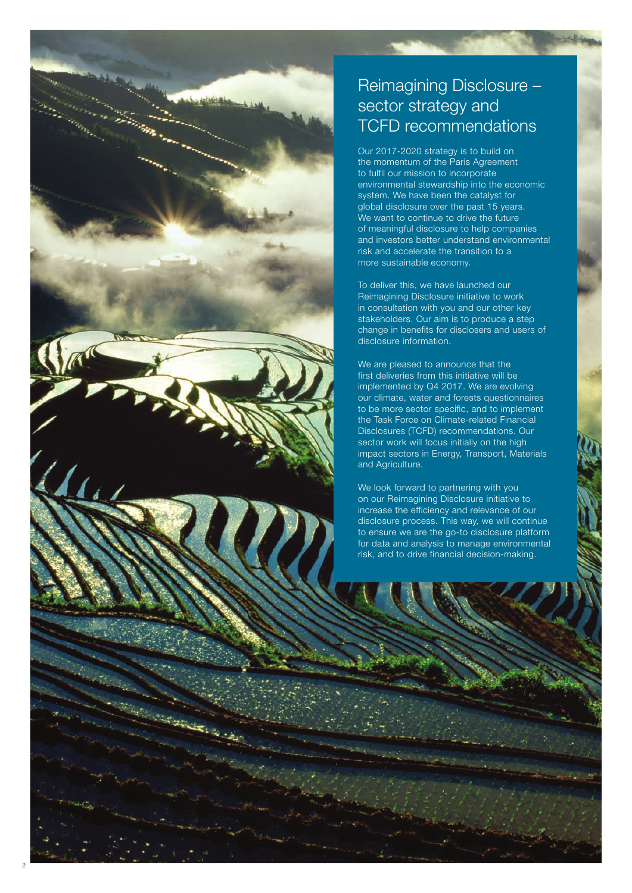# Reimagining Disclosure – sector strategy and TCFD recommendations

Our 2017-2020 strategy is to build on the momentum of the Paris Agreement to fulfil our mission to incorporate environmental stewardship into the economic system. We have been the catalyst for global disclosure over the past 15 years. We want to continue to drive the future of meaningful disclosure to help companies and investors better understand environmental risk and accelerate the transition to a more sustainable economy.

To deliver this, we have launched our Reimagining Disclosure initiative to work in consultation with you and our other key stakeholders. Our aim is to produce a step change in benefits for disclosers and users of disclosure information.

We are pleased to announce that the first deliveries from this initiative will be implemented by Q4 2017. We are evolving our climate, water and forests questionnaires to be more sector specific, and to implement the Task Force on Climate-related Financial Disclosures (TCFD) recommendations. Our sector work will focus initially on the high impact sectors in Energy, Transport, Materials and Agriculture.

We look forward to partnering with you on our Reimagining Disclosure initiative to increase the efficiency and relevance of our disclosure process. This way, we will continue to ensure we are the go-to disclosure platform for data and analysis to manage environmental risk, and to drive financial decision-making.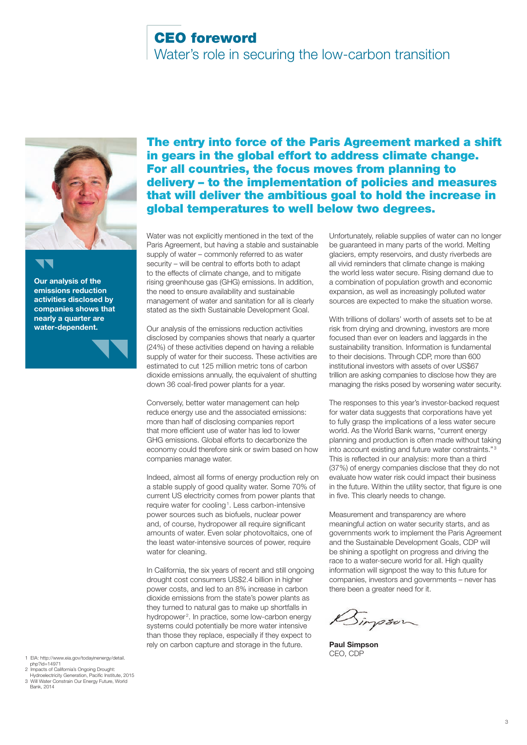# CEO foreword

## Water's role in securing the low-carbon transition

**Our analysis of the emissions reduction activities disclosed by companies shows that nearly a quarter are water-dependent.**

**The entry into force of the Paris Agreement marked a shift in gears in the global effort to address climate change. For all countries, the focus moves from planning to delivery – to the implementation of policies and measures that will deliver the ambitious goal to hold the increase in global temperatures to well below two degrees.**

Water was not explicitly mentioned in the text of the Paris Agreement, but having a stable and sustainable supply of water – commonly referred to as water security – will be central to efforts both to adapt to the effects of climate change, and to mitigate rising greenhouse gas (GHG) emissions. In addition, the need to ensure availability and sustainable management of water and sanitation for all is clearly stated as the sixth Sustainable Development Goal.

Our analysis of the emissions reduction activities disclosed by companies shows that nearly a quarter (24%) of these activities depend on having a reliable supply of water for their success. These activities are estimated to cut 125 million metric tons of carbon dioxide emissions annually, the equivalent of shutting down 36 coal-fired power plants for a year.

Conversely, better water management can help reduce energy use and the associated emissions: more than half of disclosing companies report that more efficient use of water has led to lower GHG emissions. Global efforts to decarbonize the economy could therefore sink or swim based on how companies manage water.

Indeed, almost all forms of energy production rely on a stable supply of good quality water. Some 70% of current US electricity comes from power plants that require water for cooling[1]. Less carbon-intensive power sources such as biofuels, nuclear power and, of course, hydropower all require significant amounts of water. Even solar photovoltaics, one of the least water-intensive sources of power, require water for cleaning.

In California, the six years of recent and still ongoing drought cost consumers US$2.4 billion in higher power costs, and led to an 8% increase in carbon dioxide emissions from the state's power plants as they turned to natural gas to make up shortfalls in hydropower[2]. In practice, some low-carbon energy systems could potentially be more water intensive than those they replace, especially if they expect to rely on carbon capture and storage in the future.

Unfortunately, reliable supplies of water can no longer be guaranteed in many parts of the world. Melting glaciers, empty reservoirs, and dusty riverbeds are all vivid reminders that climate change is making the world less water secure. Rising demand due to a combination of population growth and economic expansion, as well as increasingly polluted water sources are expected to make the situation worse.

With trillions of dollars' worth of assets set to be at risk from drying and drowning, investors are more focused than ever on leaders and laggards in the sustainability transition. Information is fundamental to their decisions. Through CDP, more than 600 institutional investors with assets of over US$67 trillion are asking companies to disclose how they are managing the risks posed by worsening water security.

The responses to this year's investor-backed request for water data suggests that corporations have yet to fully grasp the implications of a less water secure world. As the World Bank warns, "current energy planning and production is often made without taking into account existing and future water constraints."[3] This is reflected in our analysis: more than a third (37%) of energy companies disclose that they do not evaluate how water risk could impact their business in the future. Within the utility sector, that figure is one in five. This clearly needs to change.

Measurement and transparency are where meaningful action on water security starts, and as governments work to implement the Paris Agreement and the Sustainable Development Goals, CDP will be shining a spotlight on progress and driving the race to a water-secure world for all. High quality information will signpost the way to this future for companies, investors and governments – never has there been a greater need for it.

**Paul Simpson**
CEO, CDP

1 EIA: http://www.eia.gov/todayinenergy/detail.php?id=14971
2 Impacts of California's Ongoing Drought: Hydroelectricity Generation, Pacific Institute, 2015
3 Will Water Constrain Our Energy Future, World Bank, 2014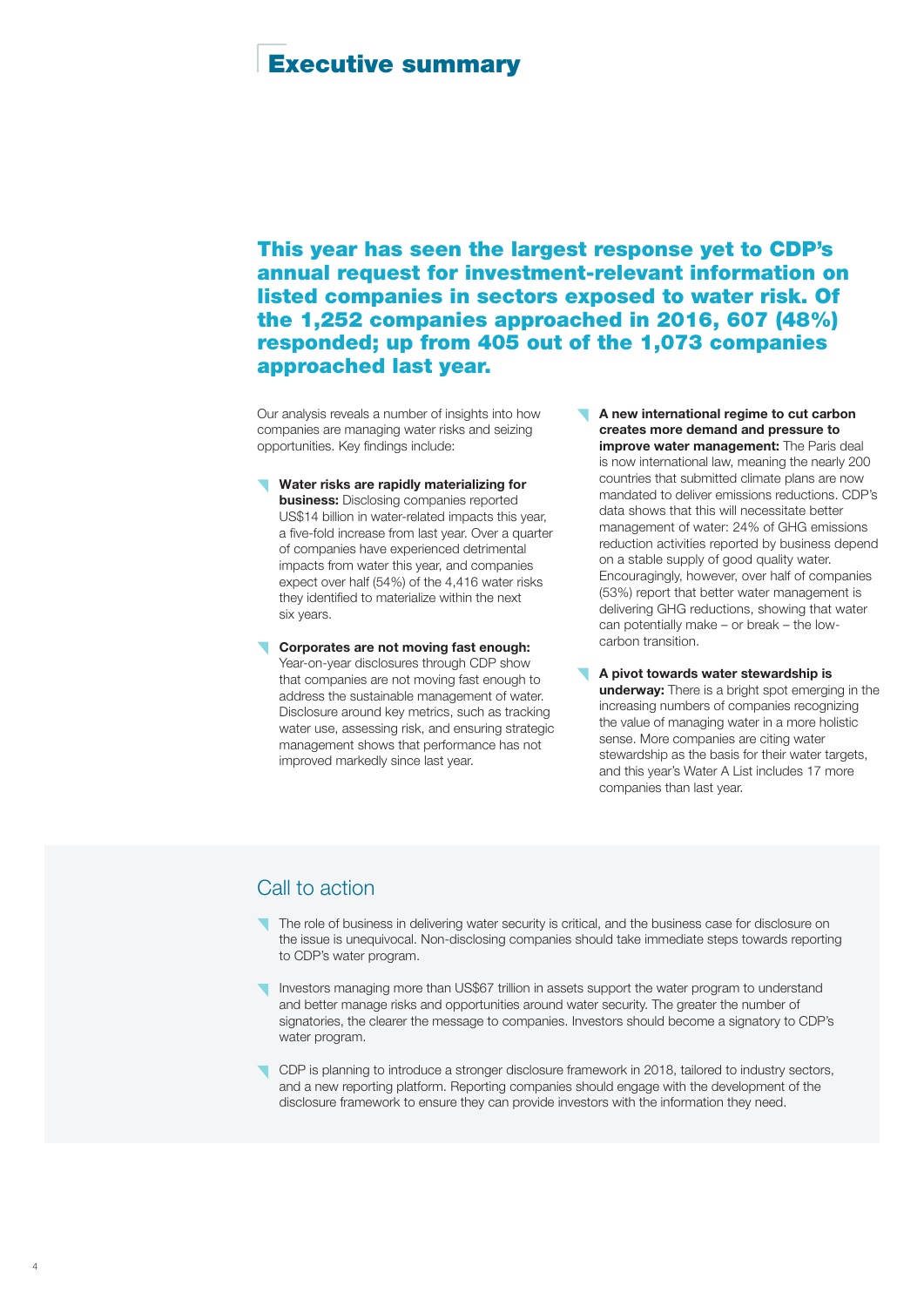# Executive summary

**This year has seen the largest response yet to CDP's annual request for investment-relevant information on listed companies in sectors exposed to water risk. Of the 1,252 companies approached in 2016, 607 (48%) responded; up from 405 out of the 1,073 companies approached last year.**

Our analysis reveals a number of insights into how companies are managing water risks and seizing opportunities. Key findings include:

- **Water risks are rapidly materializing for business:** Disclosing companies reported US$14 billion in water-related impacts this year, a five-fold increase from last year. Over a quarter of companies have experienced detrimental impacts from water this year, and companies expect over half (54%) of the 4,416 water risks they identified to materialize within the next six years.
- **Corporates are not moving fast enough:** Year-on-year disclosures through CDP show that companies are not moving fast enough to address the sustainable management of water. Disclosure around key metrics, such as tracking water use, assessing risk, and ensuring strategic management shows that performance has not improved markedly since last year.
- **A new international regime to cut carbon creates more demand and pressure to improve water management:** The Paris deal is now international law, meaning the nearly 200 countries that submitted climate plans are now mandated to deliver emissions reductions. CDP's data shows that this will necessitate better management of water: 24% of GHG emissions reduction activities reported by business depend on a stable supply of good quality water. Encouragingly, however, over half of companies (53%) report that better water management is delivering GHG reductions, showing that water can potentially make – or break – the low-carbon transition.
- **A pivot towards water stewardship is underway:** There is a bright spot emerging in the increasing numbers of companies recognizing the value of managing water in a more holistic sense. More companies are citing water stewardship as the basis for their water targets, and this year's Water A List includes 17 more companies than last year.

## Call to action

- The role of business in delivering water security is critical, and the business case for disclosure on the issue is unequivocal. Non-disclosing companies should take immediate steps towards reporting to CDP's water program.
- Investors managing more than US$67 trillion in assets support the water program to understand and better manage risks and opportunities around water security. The greater the number of signatories, the clearer the message to companies. Investors should become a signatory to CDP's water program.
- CDP is planning to introduce a stronger disclosure framework in 2018, tailored to industry sectors, and a new reporting platform. Reporting companies should engage with the development of the disclosure framework to ensure they can provide investors with the information they need.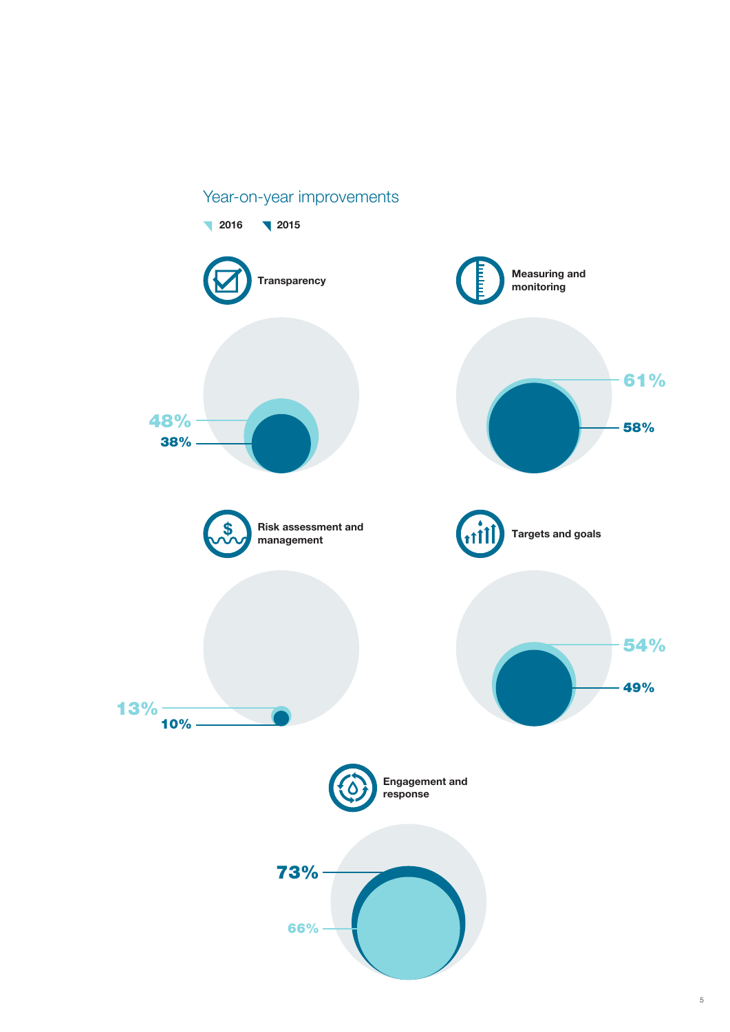## Year-on-year improvements

2016 2015

Transparency

48%

38%

Measuring and monitoring

61%

58%

Risk assessment and management

13%

10%

Targets and goals

54%

49%

Engagement and response

73%

66%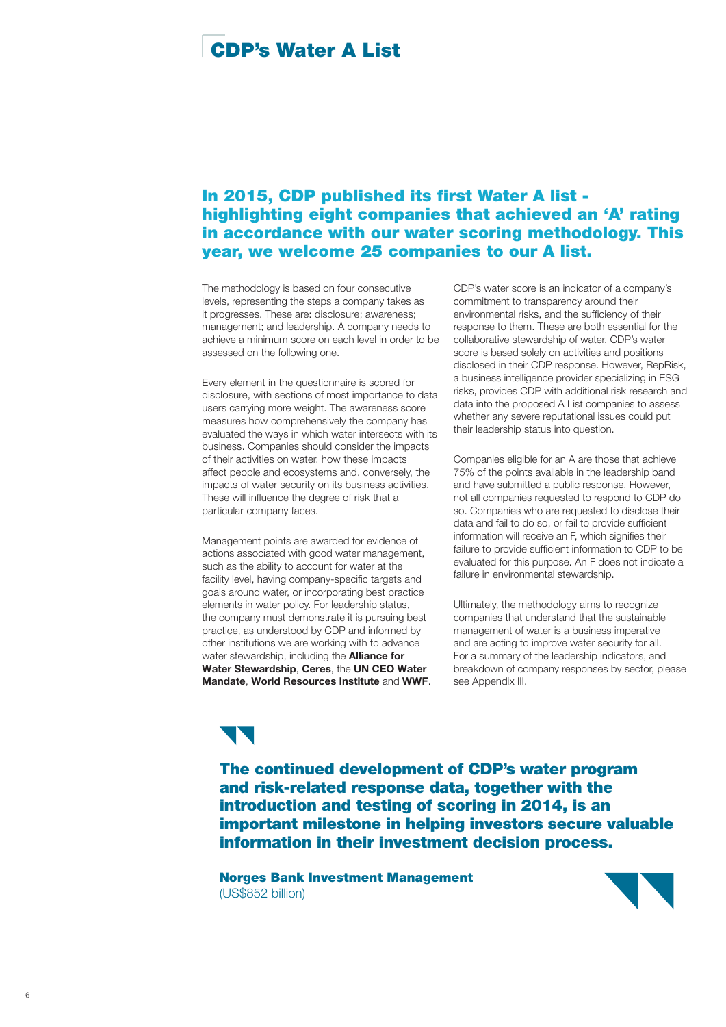# CDP's Water A List

## In 2015, CDP published its first Water A list - highlighting eight companies that achieved an 'A' rating in accordance with our water scoring methodology. This year, we welcome 25 companies to our A list.

The methodology is based on four consecutive levels, representing the steps a company takes as it progresses. These are: disclosure; awareness; management; and leadership. A company needs to achieve a minimum score on each level in order to be assessed on the following one.

Every element in the questionnaire is scored for disclosure, with sections of most importance to data users carrying more weight. The awareness score measures how comprehensively the company has evaluated the ways in which water intersects with its business. Companies should consider the impacts of their activities on water, how these impacts affect people and ecosystems and, conversely, the impacts of water security on its business activities. These will influence the degree of risk that a particular company faces.

Management points are awarded for evidence of actions associated with good water management, such as the ability to account for water at the facility level, having company-specific targets and goals around water, or incorporating best practice elements in water policy. For leadership status, the company must demonstrate it is pursuing best practice, as understood by CDP and informed by other institutions we are working with to advance water stewardship, including the **Alliance for Water Stewardship**, **Ceres**, the **UN CEO Water Mandate**, **World Resources Institute** and **WWF**.

CDP's water score is an indicator of a company's commitment to transparency around their environmental risks, and the sufficiency of their response to them. These are both essential for the collaborative stewardship of water. CDP's water score is based solely on activities and positions disclosed in their CDP response. However, RepRisk, a business intelligence provider specializing in ESG risks, provides CDP with additional risk research and data into the proposed A List companies to assess whether any severe reputational issues could put their leadership status into question.

Companies eligible for an A are those that achieve 75% of the points available in the leadership band and have submitted a public response. However, not all companies requested to respond to CDP do so. Companies who are requested to disclose their data and fail to do so, or fail to provide sufficient information will receive an F, which signifies their failure to provide sufficient information to CDP to be evaluated for this purpose. An F does not indicate a failure in environmental stewardship.

Ultimately, the methodology aims to recognize companies that understand that the sustainable management of water is a business imperative and are acting to improve water security for all. For a summary of the leadership indicators, and breakdown of company responses by sector, please see Appendix III.

**The continued development of CDP's water program and risk-related response data, together with the introduction and testing of scoring in 2014, is an important milestone in helping investors secure valuable information in their investment decision process.**

**Norges Bank Investment Management**
(US$852 billion)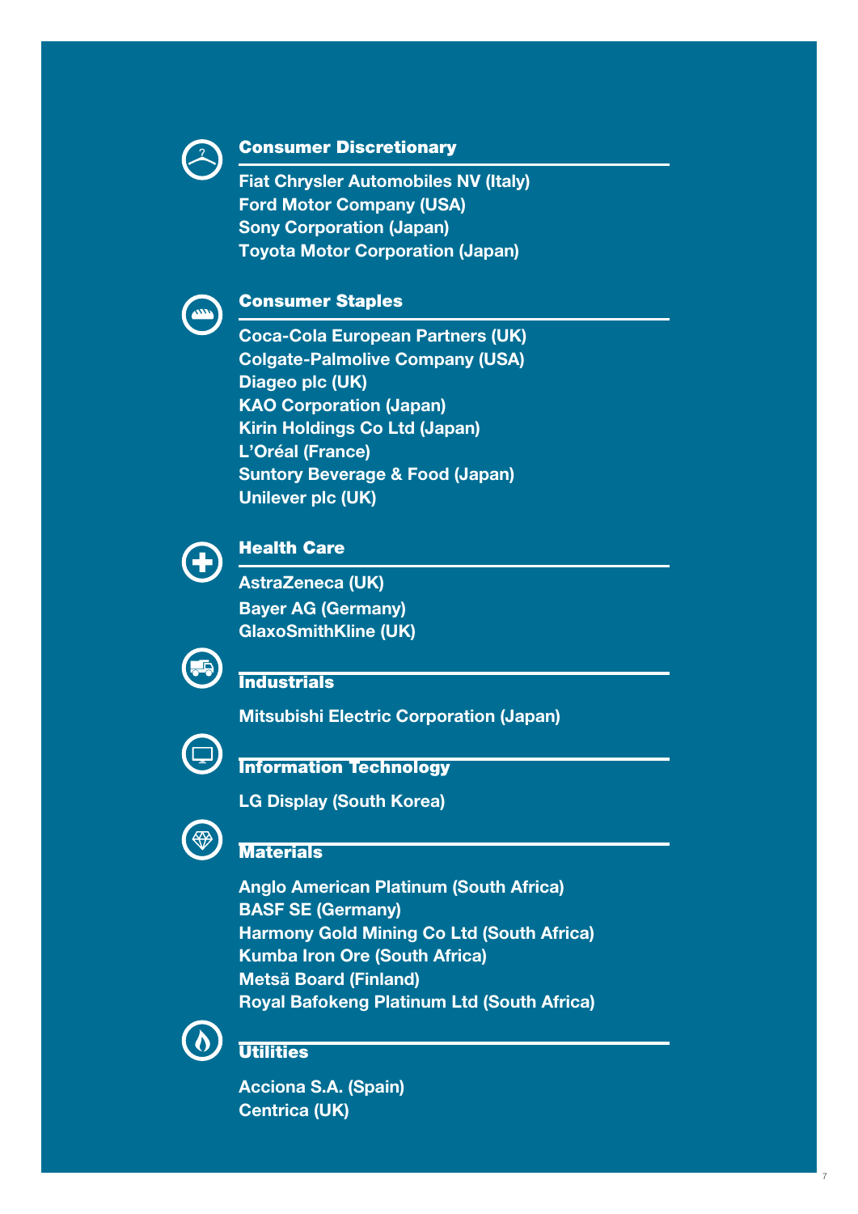### Consumer Discretionary

Fiat Chrysler Automobiles NV (Italy)
Ford Motor Company (USA)
Sony Corporation (Japan)
Toyota Motor Corporation (Japan)

### Consumer Staples

Coca-Cola European Partners (UK)
Colgate-Palmolive Company (USA)
Diageo plc (UK)
KAO Corporation (Japan)
Kirin Holdings Co Ltd (Japan)
L'Oréal (France)
Suntory Beverage & Food (Japan)
Unilever plc (UK)

### Health Care

AstraZeneca (UK)
Bayer AG (Germany)
GlaxoSmithKline (UK)

### Industrials

Mitsubishi Electric Corporation (Japan)

### Information Technology

LG Display (South Korea)

### Materials

Anglo American Platinum (South Africa)
BASF SE (Germany)
Harmony Gold Mining Co Ltd (South Africa)
Kumba Iron Ore (South Africa)
Metsä Board (Finland)
Royal Bafokeng Platinum Ltd (South Africa)

### Utilities

Acciona S.A. (Spain)
Centrica (UK)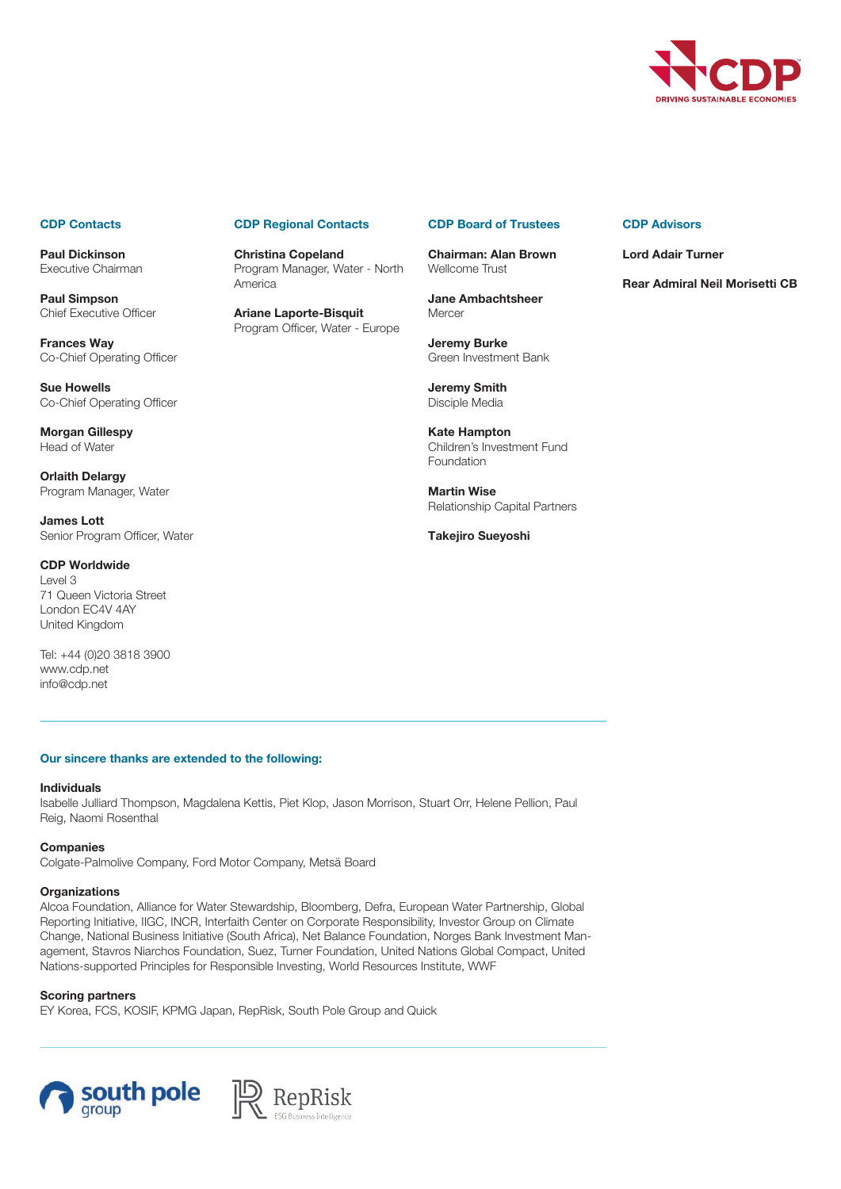## CDP Contacts

**Paul Dickinson**
Executive Chairman

**Paul Simpson**
Chief Executive Officer

**Frances Way**
Co-Chief Operating Officer

**Sue Howells**
Co-Chief Operating Officer

**Morgan Gillespy**
Head of Water

**Orlaith Delargy**
Program Manager, Water

**James Lott**
Senior Program Officer, Water

**CDP Worldwide**
Level 3
71 Queen Victoria Street
London EC4V 4AY
United Kingdom

Tel: +44 (0)20 3818 3900
www.cdp.net
info@cdp.net

## CDP Regional Contacts

**Christina Copeland**
Program Manager, Water - North America

**Ariane Laporte-Bisquit**
Program Officer, Water - Europe

## CDP Board of Trustees

**Chairman: Alan Brown**
Wellcome Trust

**Jane Ambachtsheer**
Mercer

**Jeremy Burke**
Green Investment Bank

**Jeremy Smith**
Disciple Media

**Kate Hampton**
Children's Investment Fund Foundation

**Martin Wise**
Relationship Capital Partners

**Takejiro Sueyoshi**

## CDP Advisors

**Lord Adair Turner**

**Rear Admiral Neil Morisetti CB**

---

### Our sincere thanks are extended to the following:

**Individuals**
Isabelle Julliard Thompson, Magdalena Kettis, Piet Klop, Jason Morrison, Stuart Orr, Helene Pellion, Paul Reig, Naomi Rosenthal

**Companies**
Colgate-Palmolive Company, Ford Motor Company, Metsä Board

**Organizations**
Alcoa Foundation, Alliance for Water Stewardship, Bloomberg, Defra, European Water Partnership, Global Reporting Initiative, IIGC, INCR, Interfaith Center on Corporate Responsibility, Investor Group on Climate Change, National Business Initiative (South Africa), Net Balance Foundation, Norges Bank Investment Management, Stavros Niarchos Foundation, Suez, Turner Foundation, United Nations Global Compact, United Nations-supported Principles for Responsible Investing, World Resources Institute, WWF

**Scoring partners**
EY Korea, FCS, KOSIF, KPMG Japan, RepRisk, South Pole Group and Quick